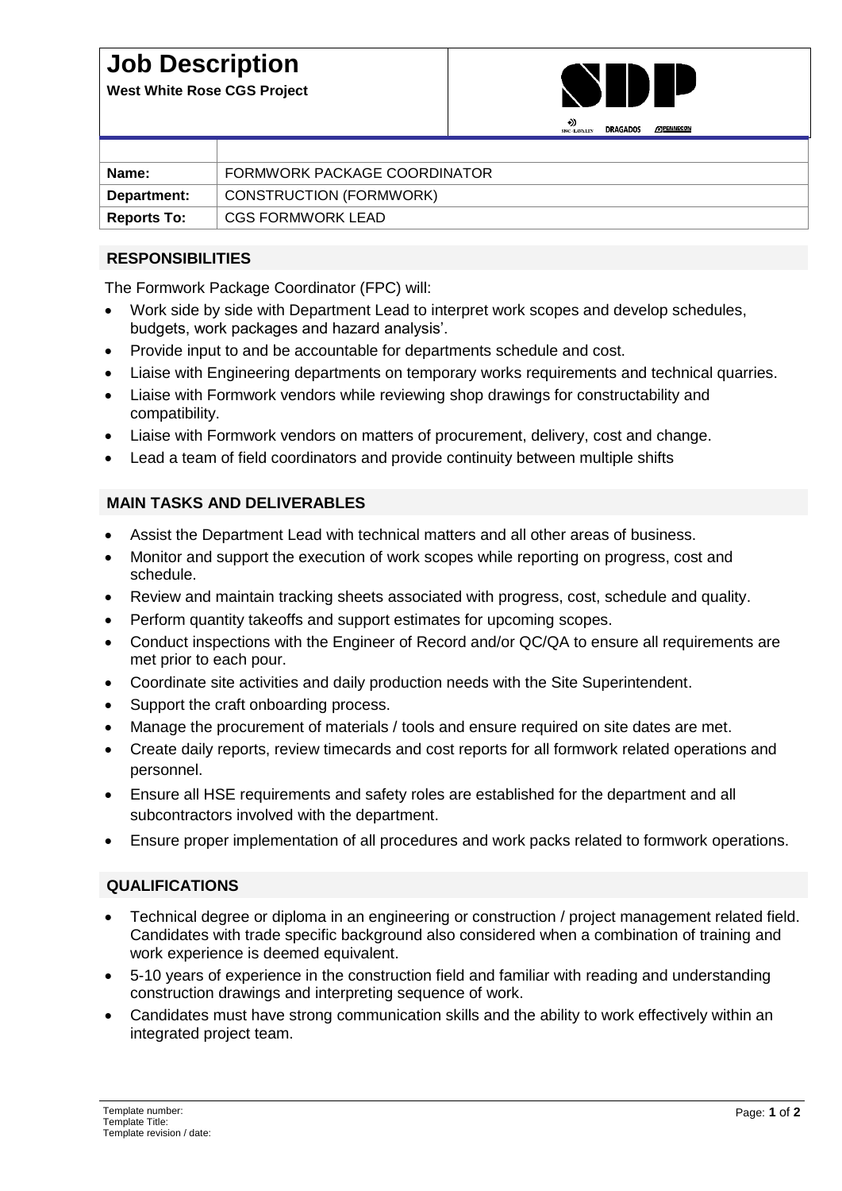# Job Description

**West White Rose CGS Project**

| | |
|---|---|
| **Name:** | FORMWORK PACKAGE COORDINATOR |
| **Department:** | CONSTRUCTION (FORMWORK) |
| **Reports To:** | CGS FORMWORK LEAD |

## RESPONSIBILITIES

The Formwork Package Coordinator (FPC) will:

- Work side by side with Department Lead to interpret work scopes and develop schedules, budgets, work packages and hazard analysis'.
- Provide input to and be accountable for departments schedule and cost.
- Liaise with Engineering departments on temporary works requirements and technical quarries.
- Liaise with Formwork vendors while reviewing shop drawings for constructability and compatibility.
- Liaise with Formwork vendors on matters of procurement, delivery, cost and change.
- Lead a team of field coordinators and provide continuity between multiple shifts

## MAIN TASKS AND DELIVERABLES

- Assist the Department Lead with technical matters and all other areas of business.
- Monitor and support the execution of work scopes while reporting on progress, cost and schedule.
- Review and maintain tracking sheets associated with progress, cost, schedule and quality.
- Perform quantity takeoffs and support estimates for upcoming scopes.
- Conduct inspections with the Engineer of Record and/or QC/QA to ensure all requirements are met prior to each pour.
- Coordinate site activities and daily production needs with the Site Superintendent.
- Support the craft onboarding process.
- Manage the procurement of materials / tools and ensure required on site dates are met.
- Create daily reports, review timecards and cost reports for all formwork related operations and personnel.
- Ensure all HSE requirements and safety roles are established for the department and all subcontractors involved with the department.
- Ensure proper implementation of all procedures and work packs related to formwork operations.

## QUALIFICATIONS

- Technical degree or diploma in an engineering or construction / project management related field. Candidates with trade specific background also considered when a combination of training and work experience is deemed equivalent.
- 5-10 years of experience in the construction field and familiar with reading and understanding construction drawings and interpreting sequence of work.
- Candidates must have strong communication skills and the ability to work effectively within an integrated project team.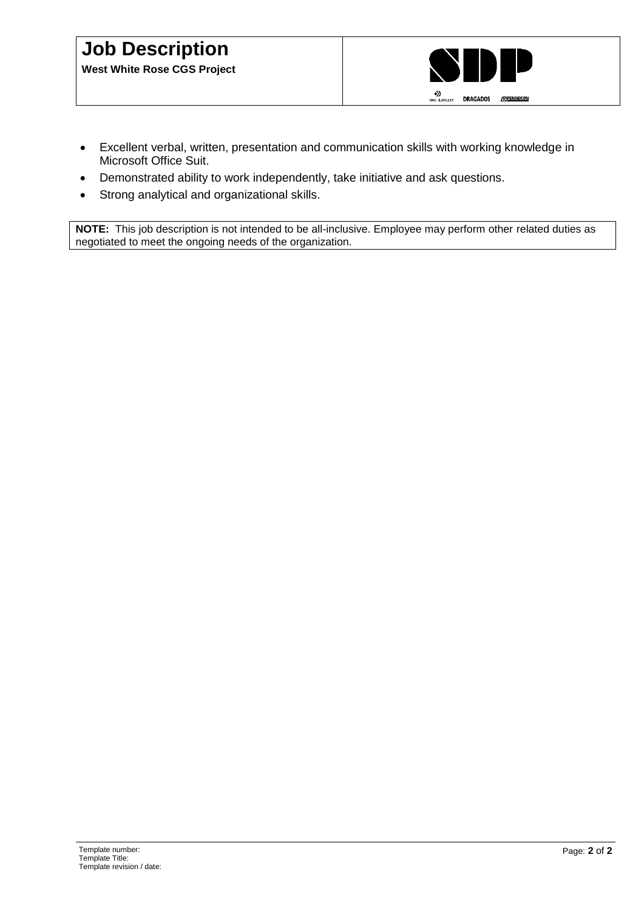- Excellent verbal, written, presentation and communication skills with working knowledge in Microsoft Office Suit.
- Demonstrated ability to work independently, take initiative and ask questions.
- Strong analytical and organizational skills.

**NOTE:** This job description is not intended to be all-inclusive. Employee may perform other related duties as negotiated to meet the ongoing needs of the organization.